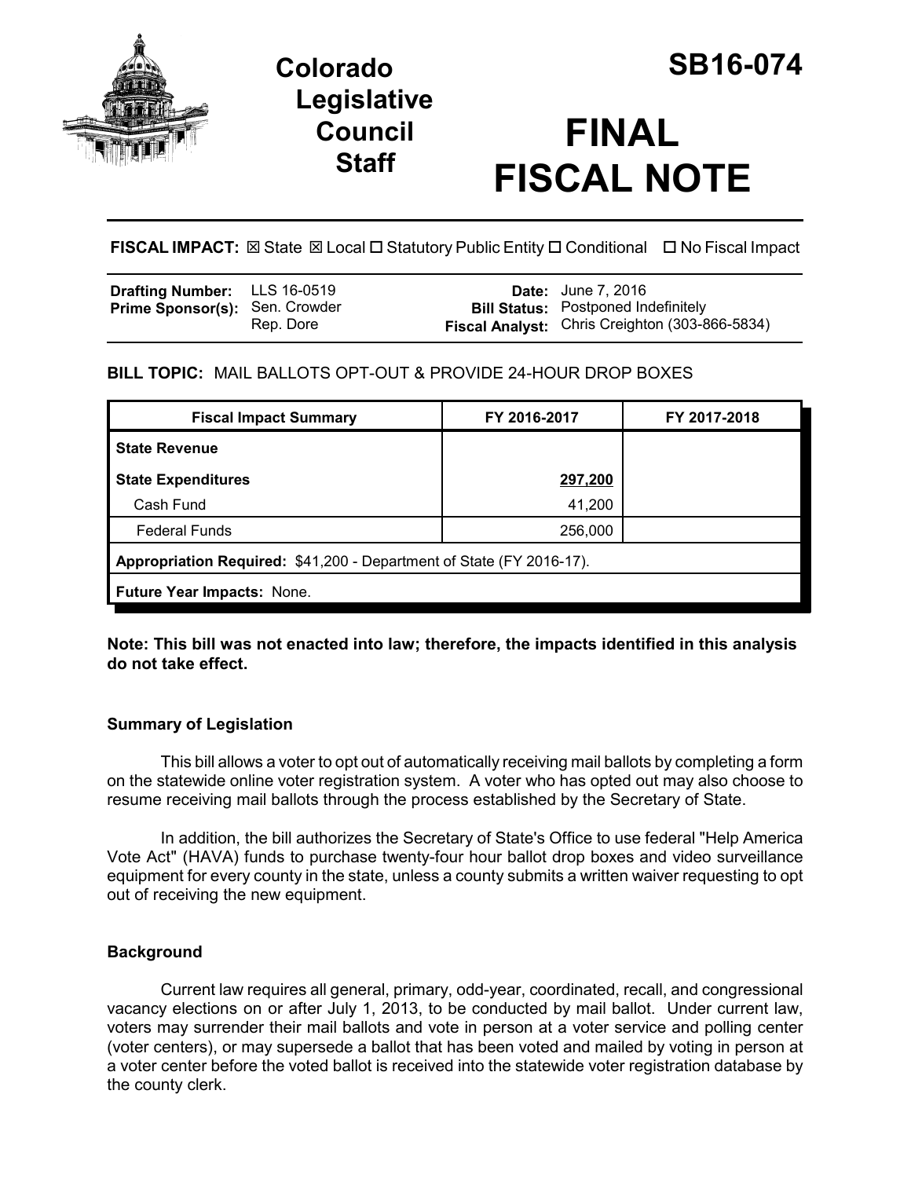# Colorado Legislative Council Staff

# SB16-074

# FINAL FISCAL NOTE

**FISCAL IMPACT:** ☒ State ☒ Local ☐ Statutory Public Entity ☐ Conditional ☐ No Fiscal Impact

| | | | |
|---|---|---|---|
| **Drafting Number:** | LLS 16-0519 | **Date:** | June 7, 2016 |
| **Prime Sponsor(s):** | Sen. Crowder<br>Rep. Dore | **Bill Status:** | Postponed Indefinitely |
| | | **Fiscal Analyst:** | Chris Creighton (303-866-5834) |

**BILL TOPIC:** MAIL BALLOTS OPT-OUT & PROVIDE 24-HOUR DROP BOXES

| Fiscal Impact Summary | FY 2016-2017 | FY 2017-2018 |
|---|---|---|
| **State Revenue** | | |
| **State Expenditures** | **297,200** | |
| Cash Fund | 41,200 | |
| Federal Funds | 256,000 | |
| **Appropriation Required:** $41,200 - Department of State (FY 2016-17). | | |
| **Future Year Impacts:** None. | | |

**Note: This bill was not enacted into law; therefore, the impacts identified in this analysis do not take effect.**

### Summary of Legislation

This bill allows a voter to opt out of automatically receiving mail ballots by completing a form on the statewide online voter registration system. A voter who has opted out may also choose to resume receiving mail ballots through the process established by the Secretary of State.

In addition, the bill authorizes the Secretary of State's Office to use federal "Help America Vote Act" (HAVA) funds to purchase twenty-four hour ballot drop boxes and video surveillance equipment for every county in the state, unless a county submits a written waiver requesting to opt out of receiving the new equipment.

### Background

Current law requires all general, primary, odd-year, coordinated, recall, and congressional vacancy elections on or after July 1, 2013, to be conducted by mail ballot. Under current law, voters may surrender their mail ballots and vote in person at a voter service and polling center (voter centers), or may supersede a ballot that has been voted and mailed by voting in person at a voter center before the voted ballot is received into the statewide voter registration database by the county clerk.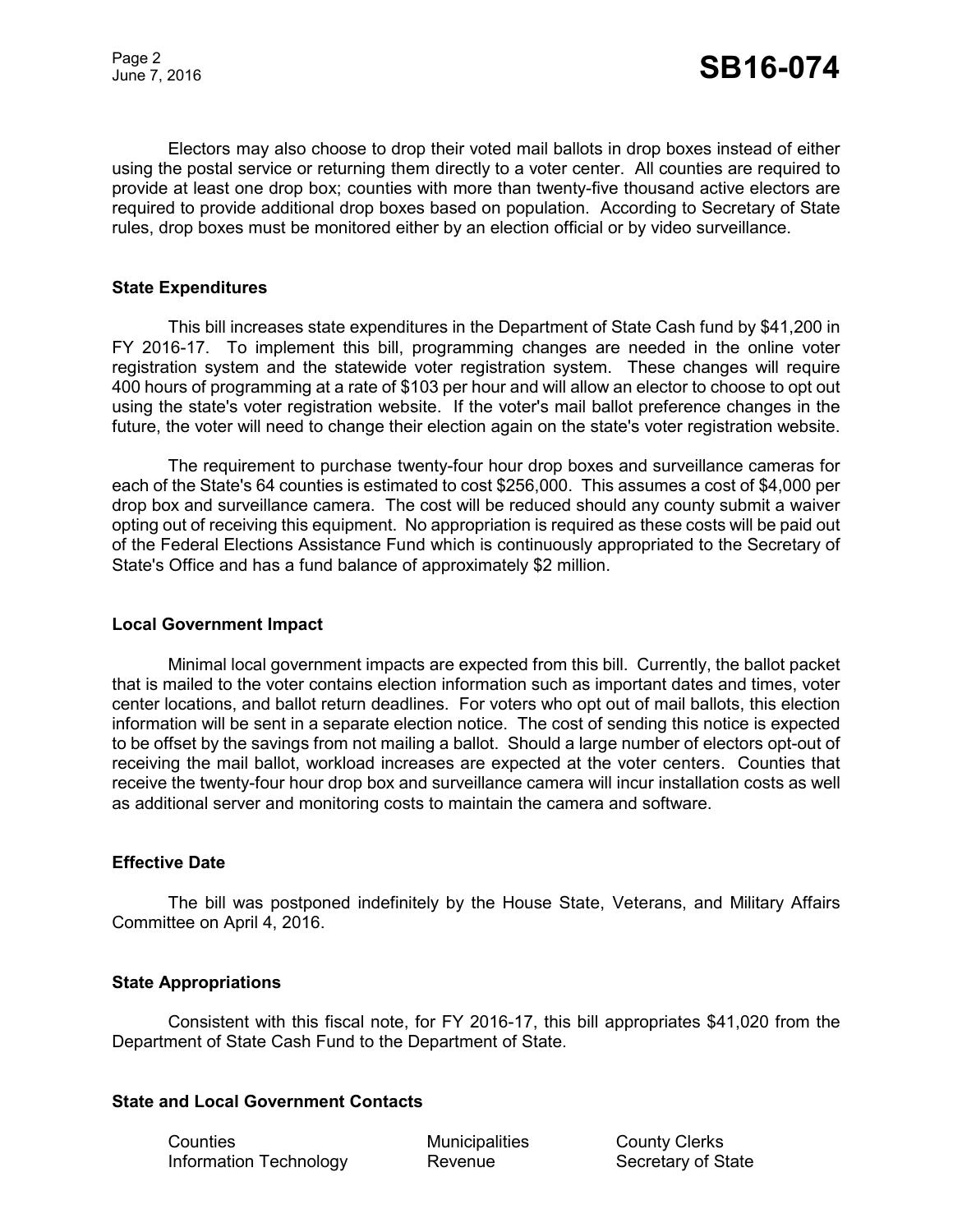Electors may also choose to drop their voted mail ballots in drop boxes instead of either using the postal service or returning them directly to a voter center. All counties are required to provide at least one drop box; counties with more than twenty-five thousand active electors are required to provide additional drop boxes based on population. According to Secretary of State rules, drop boxes must be monitored either by an election official or by video surveillance.

**State Expenditures**

This bill increases state expenditures in the Department of State Cash fund by $41,200 in FY 2016-17. To implement this bill, programming changes are needed in the online voter registration system and the statewide voter registration system. These changes will require 400 hours of programming at a rate of $103 per hour and will allow an elector to choose to opt out using the state's voter registration website. If the voter's mail ballot preference changes in the future, the voter will need to change their election again on the state's voter registration website.

The requirement to purchase twenty-four hour drop boxes and surveillance cameras for each of the State's 64 counties is estimated to cost $256,000. This assumes a cost of $4,000 per drop box and surveillance camera. The cost will be reduced should any county submit a waiver opting out of receiving this equipment. No appropriation is required as these costs will be paid out of the Federal Elections Assistance Fund which is continuously appropriated to the Secretary of State's Office and has a fund balance of approximately $2 million.

**Local Government Impact**

Minimal local government impacts are expected from this bill. Currently, the ballot packet that is mailed to the voter contains election information such as important dates and times, voter center locations, and ballot return deadlines. For voters who opt out of mail ballots, this election information will be sent in a separate election notice. The cost of sending this notice is expected to be offset by the savings from not mailing a ballot. Should a large number of electors opt-out of receiving the mail ballot, workload increases are expected at the voter centers. Counties that receive the twenty-four hour drop box and surveillance camera will incur installation costs as well as additional server and monitoring costs to maintain the camera and software.

**Effective Date**

The bill was postponed indefinitely by the House State, Veterans, and Military Affairs Committee on April 4, 2016.

**State Appropriations**

Consistent with this fiscal note, for FY 2016-17, this bill appropriates $41,020 from the Department of State Cash Fund to the Department of State.

**State and Local Government Contacts**

| | | |
|---|---|---|
| Counties | Municipalities | County Clerks |
| Information Technology | Revenue | Secretary of State |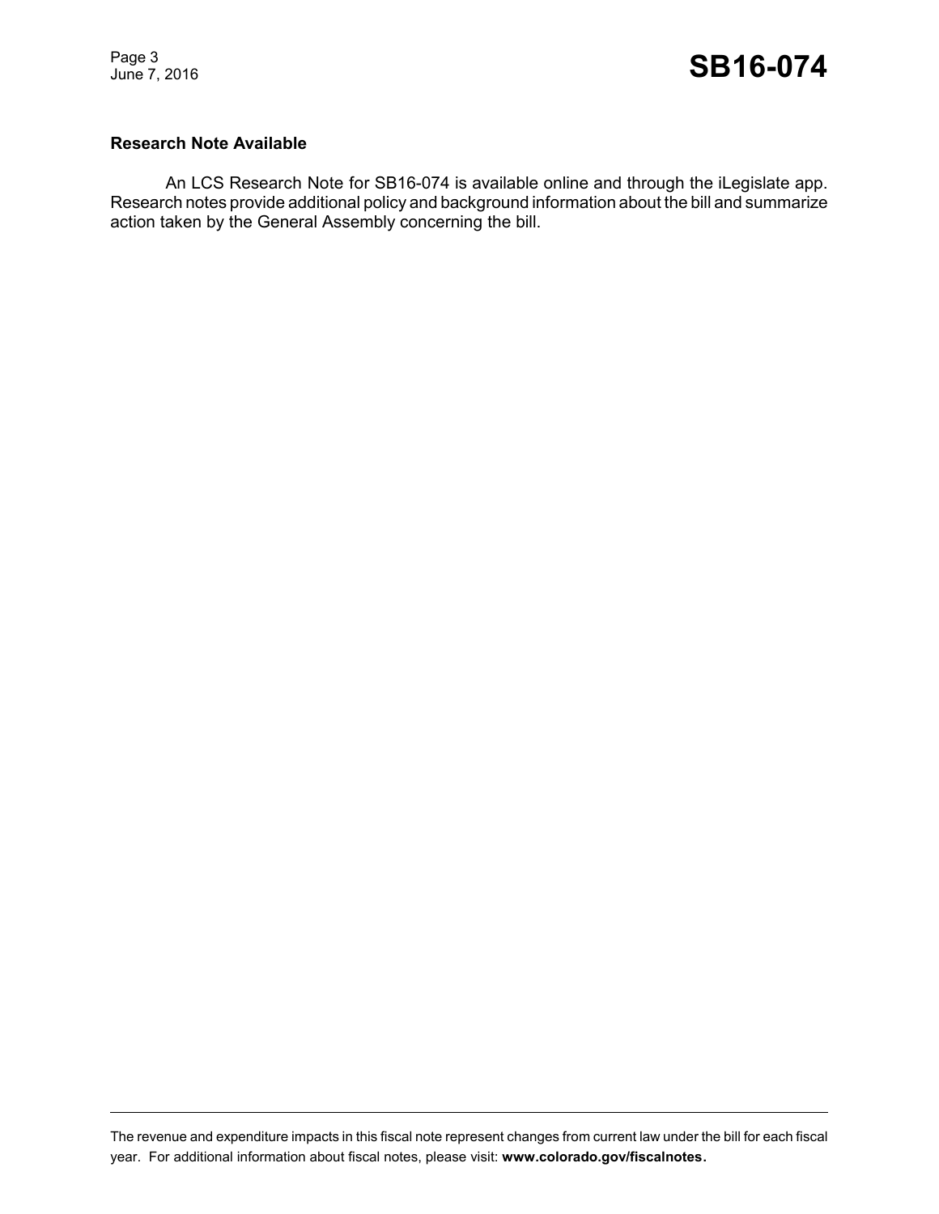### Research Note Available

An LCS Research Note for SB16-074 is available online and through the iLegislate app. Research notes provide additional policy and background information about the bill and summarize action taken by the General Assembly concerning the bill.

The revenue and expenditure impacts in this fiscal note represent changes from current law under the bill for each fiscal year. For additional information about fiscal notes, please visit: **www.colorado.gov/fiscalnotes.**